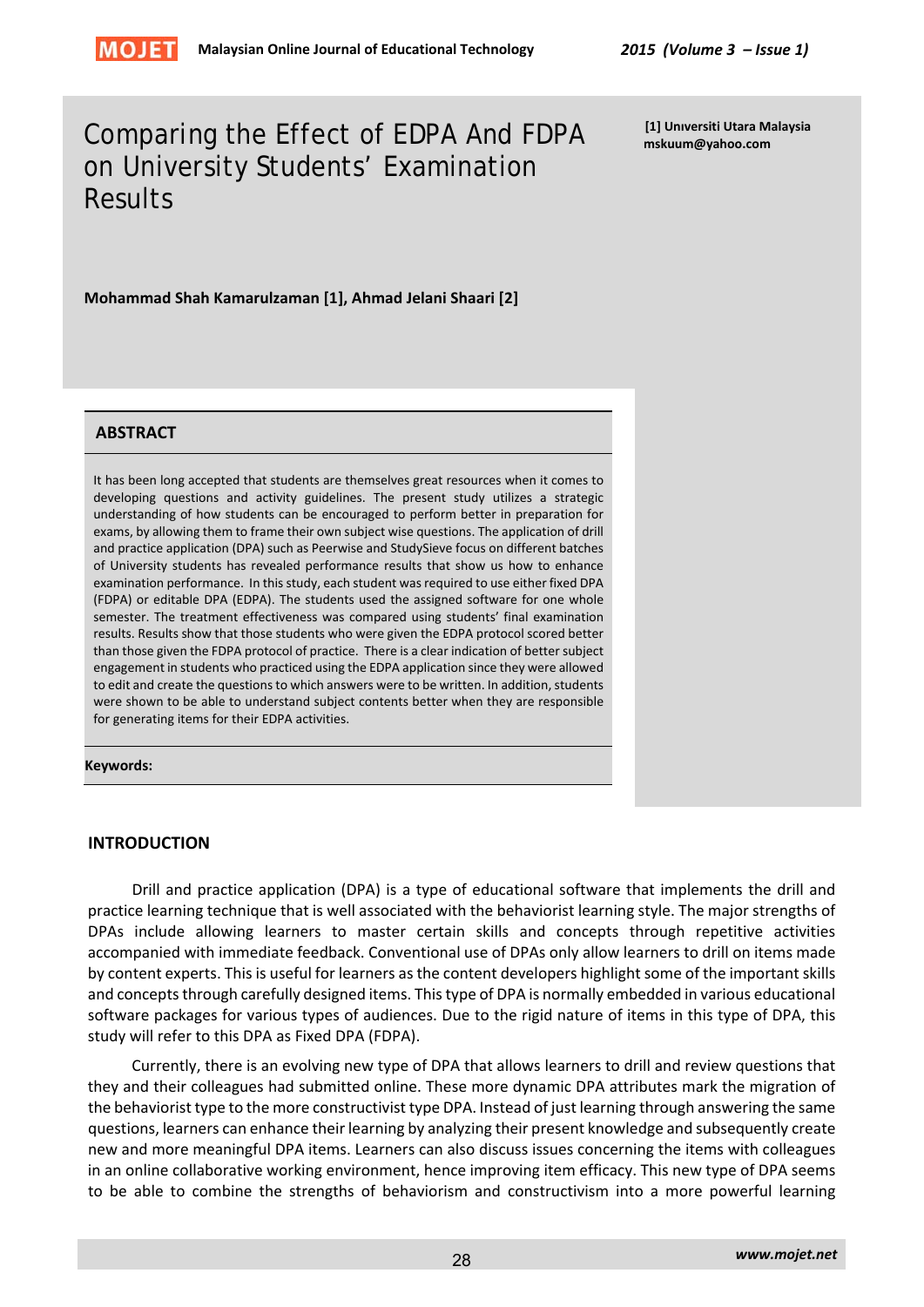# Comparing the Effect of EDPA And FDPA on University Students' Examination Results

[1] Unıversiti Utara Malaysia
mskuum@yahoo.com

**Mohammad Shah Kamarulzaman [1], Ahmad Jelani Shaari [2]**

## ABSTRACT

It has been long accepted that students are themselves great resources when it comes to developing questions and activity guidelines. The present study utilizes a strategic understanding of how students can be encouraged to perform better in preparation for exams, by allowing them to frame their own subject wise questions. The application of drill and practice application (DPA) such as Peerwise and StudySieve focus on different batches of University students has revealed performance results that show us how to enhance examination performance. In this study, each student was required to use either fixed DPA (FDPA) or editable DPA (EDPA). The students used the assigned software for one whole semester. The treatment effectiveness was compared using students' final examination results. Results show that those students who were given the EDPA protocol scored better than those given the FDPA protocol of practice. There is a clear indication of better subject engagement in students who practiced using the EDPA application since they were allowed to edit and create the questions to which answers were to be written. In addition, students were shown to be able to understand subject contents better when they are responsible for generating items for their EDPA activities.

**Keywords:**

## INTRODUCTION

Drill and practice application (DPA) is a type of educational software that implements the drill and practice learning technique that is well associated with the behaviorist learning style. The major strengths of DPAs include allowing learners to master certain skills and concepts through repetitive activities accompanied with immediate feedback. Conventional use of DPAs only allow learners to drill on items made by content experts. This is useful for learners as the content developers highlight some of the important skills and concepts through carefully designed items. This type of DPA is normally embedded in various educational software packages for various types of audiences. Due to the rigid nature of items in this type of DPA, this study will refer to this DPA as Fixed DPA (FDPA).

Currently, there is an evolving new type of DPA that allows learners to drill and review questions that they and their colleagues had submitted online. These more dynamic DPA attributes mark the migration of the behaviorist type to the more constructivist type DPA. Instead of just learning through answering the same questions, learners can enhance their learning by analyzing their present knowledge and subsequently create new and more meaningful DPA items. Learners can also discuss issues concerning the items with colleagues in an online collaborative working environment, hence improving item efficacy. This new type of DPA seems to be able to combine the strengths of behaviorism and constructivism into a more powerful learning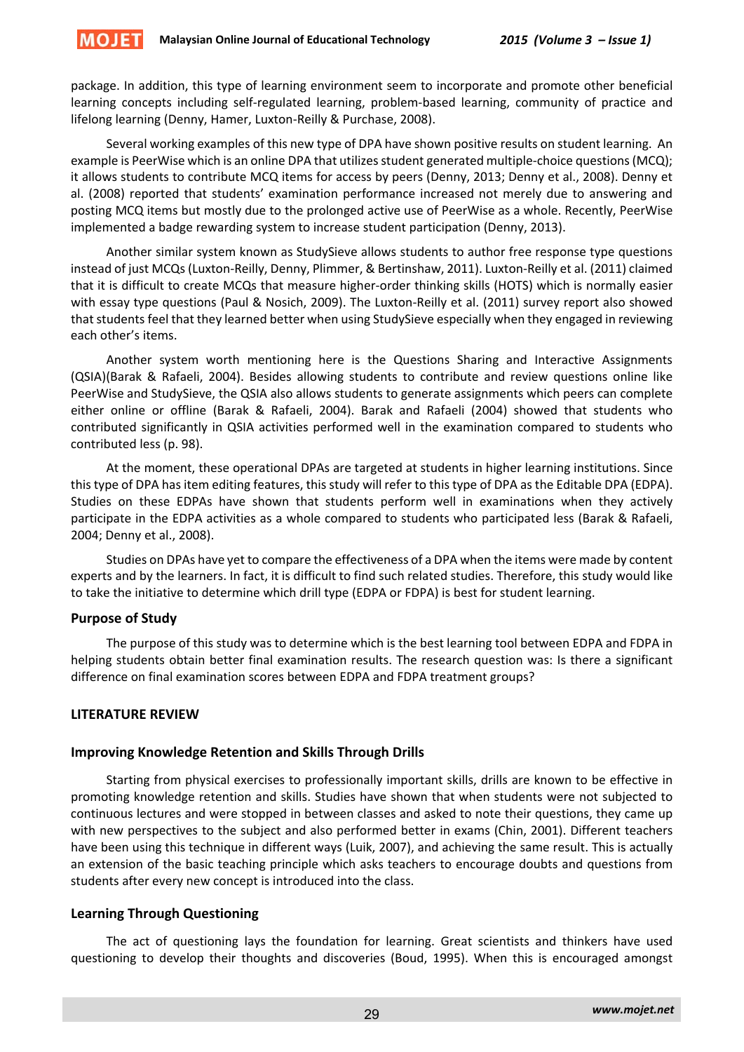package. In addition, this type of learning environment seem to incorporate and promote other beneficial learning concepts including self-regulated learning, problem-based learning, community of practice and lifelong learning (Denny, Hamer, Luxton-Reilly & Purchase, 2008).

Several working examples of this new type of DPA have shown positive results on student learning. An example is PeerWise which is an online DPA that utilizes student generated multiple-choice questions (MCQ); it allows students to contribute MCQ items for access by peers (Denny, 2013; Denny et al., 2008). Denny et al. (2008) reported that students' examination performance increased not merely due to answering and posting MCQ items but mostly due to the prolonged active use of PeerWise as a whole. Recently, PeerWise implemented a badge rewarding system to increase student participation (Denny, 2013).

Another similar system known as StudySieve allows students to author free response type questions instead of just MCQs (Luxton-Reilly, Denny, Plimmer, & Bertinshaw, 2011). Luxton-Reilly et al. (2011) claimed that it is difficult to create MCQs that measure higher-order thinking skills (HOTS) which is normally easier with essay type questions (Paul & Nosich, 2009). The Luxton-Reilly et al. (2011) survey report also showed that students feel that they learned better when using StudySieve especially when they engaged in reviewing each other's items.

Another system worth mentioning here is the Questions Sharing and Interactive Assignments (QSIA)(Barak & Rafaeli, 2004). Besides allowing students to contribute and review questions online like PeerWise and StudySieve, the QSIA also allows students to generate assignments which peers can complete either online or offline (Barak & Rafaeli, 2004). Barak and Rafaeli (2004) showed that students who contributed significantly in QSIA activities performed well in the examination compared to students who contributed less (p. 98).

At the moment, these operational DPAs are targeted at students in higher learning institutions. Since this type of DPA has item editing features, this study will refer to this type of DPA as the Editable DPA (EDPA). Studies on these EDPAs have shown that students perform well in examinations when they actively participate in the EDPA activities as a whole compared to students who participated less (Barak & Rafaeli, 2004; Denny et al., 2008).

Studies on DPAs have yet to compare the effectiveness of a DPA when the items were made by content experts and by the learners. In fact, it is difficult to find such related studies. Therefore, this study would like to take the initiative to determine which drill type (EDPA or FDPA) is best for student learning.

### Purpose of Study

The purpose of this study was to determine which is the best learning tool between EDPA and FDPA in helping students obtain better final examination results. The research question was: Is there a significant difference on final examination scores between EDPA and FDPA treatment groups?

## LITERATURE REVIEW

### Improving Knowledge Retention and Skills Through Drills

Starting from physical exercises to professionally important skills, drills are known to be effective in promoting knowledge retention and skills. Studies have shown that when students were not subjected to continuous lectures and were stopped in between classes and asked to note their questions, they came up with new perspectives to the subject and also performed better in exams (Chin, 2001). Different teachers have been using this technique in different ways (Luik, 2007), and achieving the same result. This is actually an extension of the basic teaching principle which asks teachers to encourage doubts and questions from students after every new concept is introduced into the class.

### Learning Through Questioning

The act of questioning lays the foundation for learning. Great scientists and thinkers have used questioning to develop their thoughts and discoveries (Boud, 1995). When this is encouraged amongst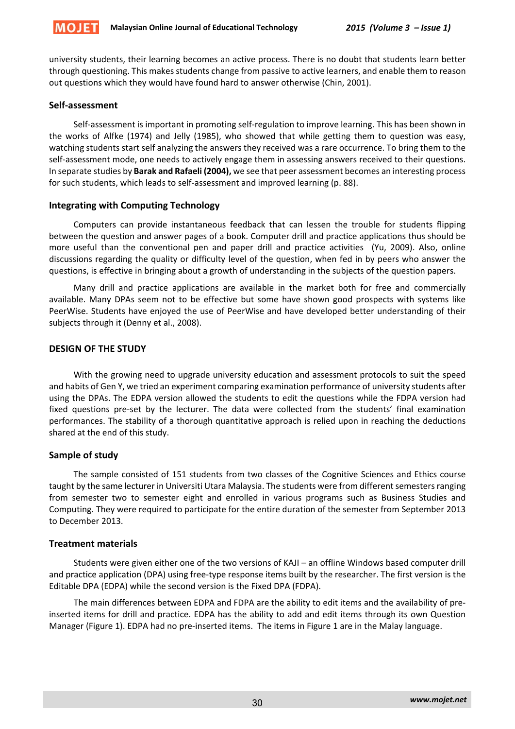university students, their learning becomes an active process. There is no doubt that students learn better through questioning. This makes students change from passive to active learners, and enable them to reason out questions which they would have found hard to answer otherwise (Chin, 2001).

### Self-assessment

Self-assessment is important in promoting self-regulation to improve learning. This has been shown in the works of Alfke (1974) and Jelly (1985), who showed that while getting them to question was easy, watching students start self analyzing the answers they received was a rare occurrence. To bring them to the self-assessment mode, one needs to actively engage them in assessing answers received to their questions. In separate studies by **Barak and Rafaeli (2004),** we see that peer assessment becomes an interesting process for such students, which leads to self-assessment and improved learning (p. 88).

### Integrating with Computing Technology

Computers can provide instantaneous feedback that can lessen the trouble for students flipping between the question and answer pages of a book. Computer drill and practice applications thus should be more useful than the conventional pen and paper drill and practice activities (Yu, 2009). Also, online discussions regarding the quality or difficulty level of the question, when fed in by peers who answer the questions, is effective in bringing about a growth of understanding in the subjects of the question papers.

Many drill and practice applications are available in the market both for free and commercially available. Many DPAs seem not to be effective but some have shown good prospects with systems like PeerWise. Students have enjoyed the use of PeerWise and have developed better understanding of their subjects through it (Denny et al., 2008).

## DESIGN OF THE STUDY

With the growing need to upgrade university education and assessment protocols to suit the speed and habits of Gen Y, we tried an experiment comparing examination performance of university students after using the DPAs. The EDPA version allowed the students to edit the questions while the FDPA version had fixed questions pre-set by the lecturer. The data were collected from the students' final examination performances. The stability of a thorough quantitative approach is relied upon in reaching the deductions shared at the end of this study.

### Sample of study

The sample consisted of 151 students from two classes of the Cognitive Sciences and Ethics course taught by the same lecturer in Universiti Utara Malaysia. The students were from different semesters ranging from semester two to semester eight and enrolled in various programs such as Business Studies and Computing. They were required to participate for the entire duration of the semester from September 2013 to December 2013.

### Treatment materials

Students were given either one of the two versions of KAJI – an offline Windows based computer drill and practice application (DPA) using free-type response items built by the researcher. The first version is the Editable DPA (EDPA) while the second version is the Fixed DPA (FDPA).

The main differences between EDPA and FDPA are the ability to edit items and the availability of pre-inserted items for drill and practice. EDPA has the ability to add and edit items through its own Question Manager (Figure 1). EDPA had no pre-inserted items. The items in Figure 1 are in the Malay language.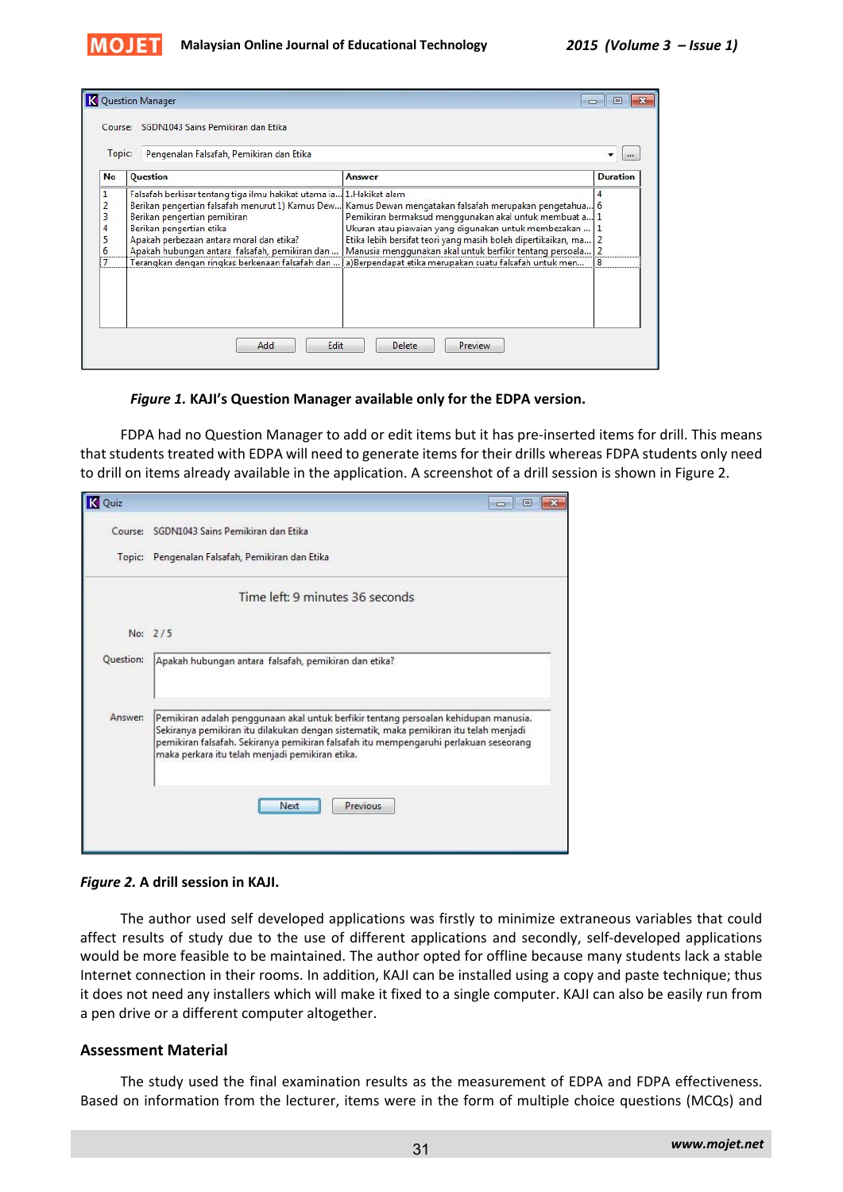*Figure 1.* **KAJI's Question Manager available only for the EDPA version.**

FDPA had no Question Manager to add or edit items but it has pre-inserted items for drill. This means that students treated with EDPA will need to generate items for their drills whereas FDPA students only need to drill on items already available in the application. A screenshot of a drill session is shown in Figure 2.

*Figure 2.* **A drill session in KAJI.**

The author used self developed applications was firstly to minimize extraneous variables that could affect results of study due to the use of different applications and secondly, self-developed applications would be more feasible to be maintained. The author opted for offline because many students lack a stable Internet connection in their rooms. In addition, KAJI can be installed using a copy and paste technique; thus it does not need any installers which will make it fixed to a single computer. KAJI can also be easily run from a pen drive or a different computer altogether.

## Assessment Material

The study used the final examination results as the measurement of EDPA and FDPA effectiveness. Based on information from the lecturer, items were in the form of multiple choice questions (MCQs) and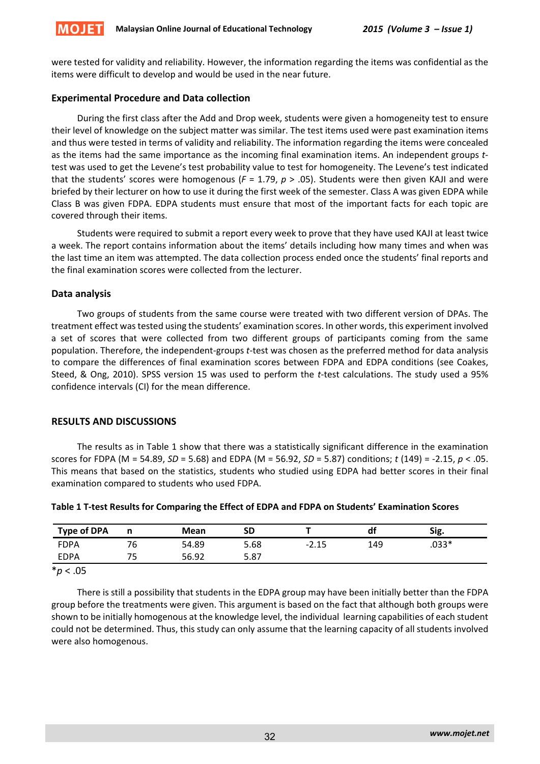were tested for validity and reliability. However, the information regarding the items was confidential as the items were difficult to develop and would be used in the near future.

### Experimental Procedure and Data collection

During the first class after the Add and Drop week, students were given a homogeneity test to ensure their level of knowledge on the subject matter was similar. The test items used were past examination items and thus were tested in terms of validity and reliability. The information regarding the items were concealed as the items had the same importance as the incoming final examination items. An independent groups *t*-test was used to get the Levene's test probability value to test for homogeneity. The Levene's test indicated that the students' scores were homogenous ($F$ = 1.79, $p > .05$). Students were then given KAJI and were briefed by their lecturer on how to use it during the first week of the semester. Class A was given EDPA while Class B was given FDPA. EDPA students must ensure that most of the important facts for each topic are covered through their items.

Students were required to submit a report every week to prove that they have used KAJI at least twice a week. The report contains information about the items' details including how many times and when was the last time an item was attempted. The data collection process ended once the students' final reports and the final examination scores were collected from the lecturer.

### Data analysis

Two groups of students from the same course were treated with two different version of DPAs. The treatment effect was tested using the students' examination scores. In other words, this experiment involved a set of scores that were collected from two different groups of participants coming from the same population. Therefore, the independent-groups *t*-test was chosen as the preferred method for data analysis to compare the differences of final examination scores between FDPA and EDPA conditions (see Coakes, Steed, & Ong, 2010). SPSS version 15 was used to perform the *t*-test calculations. The study used a 95% confidence intervals (CI) for the mean difference.

## RESULTS AND DISCUSSIONS

The results as in Table 1 show that there was a statistically significant difference in the examination scores for FDPA (M = 54.89, $SD$ = 5.68) and EDPA (M = 56.92, $SD$ = 5.87) conditions; $t$ (149) = -2.15, $p < .05$. This means that based on the statistics, students who studied using EDPA had better scores in their final examination compared to students who used FDPA.

**Table 1 T-test Results for Comparing the Effect of EDPA and FDPA on Students' Examination Scores**

| Type of DPA | n | Mean | SD | T | df | Sig. |
|---|---|---|---|---|---|---|
| FDPA | 76 | 54.89 | 5.68 | -2.15 | 149 | .033* |
| EDPA | 75 | 56.92 | 5.87 | | | |

*$p < .05$

There is still a possibility that students in the EDPA group may have been initially better than the FDPA group before the treatments were given. This argument is based on the fact that although both groups were shown to be initially homogenous at the knowledge level, the individual learning capabilities of each student could not be determined. Thus, this study can only assume that the learning capacity of all students involved were also homogenous.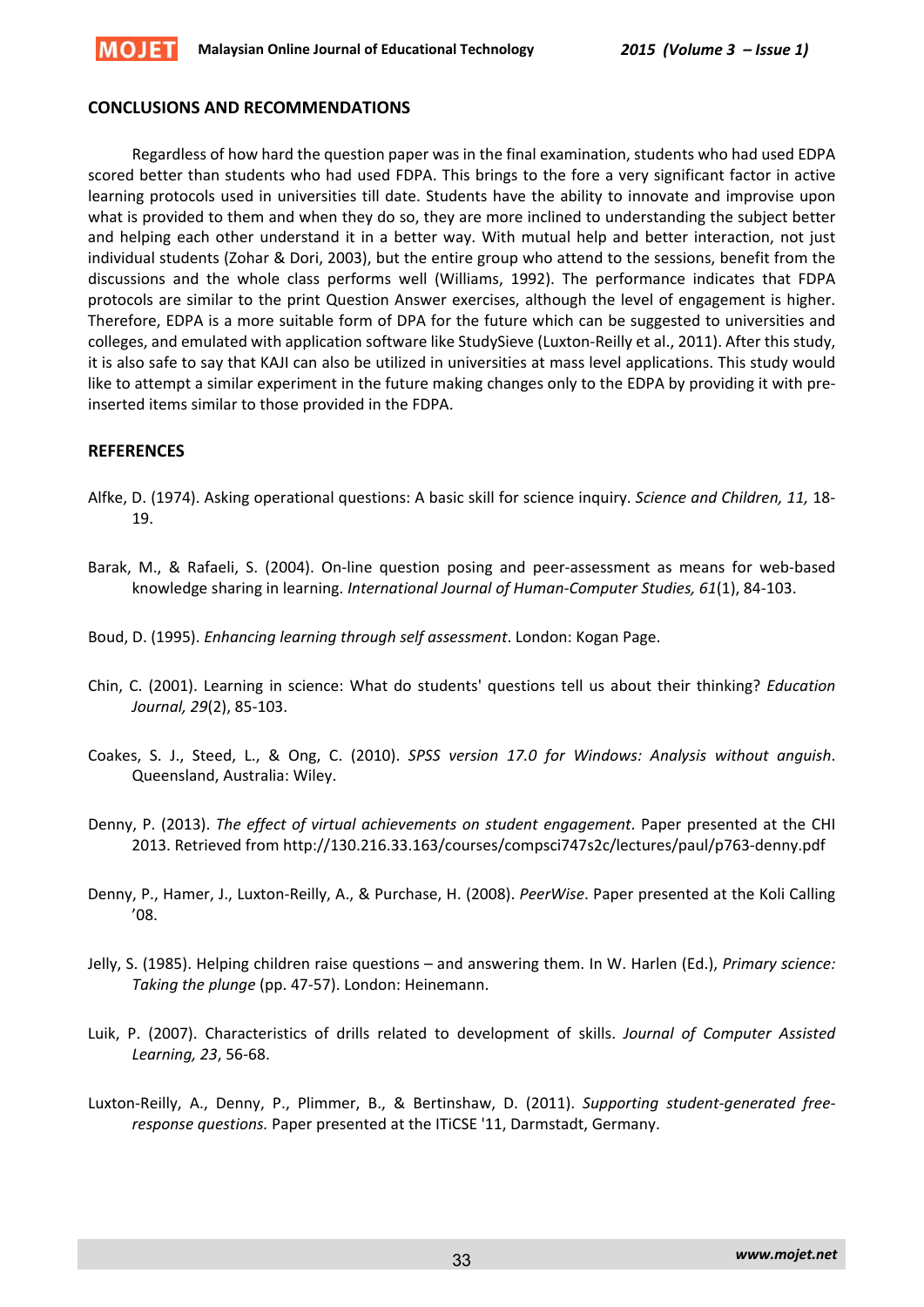## CONCLUSIONS AND RECOMMENDATIONS

Regardless of how hard the question paper was in the final examination, students who had used EDPA scored better than students who had used FDPA. This brings to the fore a very significant factor in active learning protocols used in universities till date. Students have the ability to innovate and improve upon what is provided to them and when they do so, they are more inclined to understanding the subject better and helping each other understand it in a better way. With mutual help and better interaction, not just individual students (Zohar & Dori, 2003), but the entire group who attend to the sessions, benefit from the discussions and the whole class performs well (Williams, 1992). The performance indicates that FDPA protocols are similar to the print Question Answer exercises, although the level of engagement is higher. Therefore, EDPA is a more suitable form of DPA for the future which can be suggested to universities and colleges, and emulated with application software like StudySieve (Luxton-Reilly et al., 2011). After this study, it is also safe to say that KAJI can also be utilized in universities at mass level applications. This study would like to attempt a similar experiment in the future making changes only to the EDPA by providing it with pre-inserted items similar to those provided in the FDPA.

## REFERENCES

Alfke, D. (1974). Asking operational questions: A basic skill for science inquiry. *Science and Children, 11,* 18-19.

Barak, M., & Rafaeli, S. (2004). On-line question posing and peer-assessment as means for web-based knowledge sharing in learning. *International Journal of Human-Computer Studies, 61*(1), 84-103.

Boud, D. (1995). *Enhancing learning through self assessment*. London: Kogan Page.

Chin, C. (2001). Learning in science: What do students' questions tell us about their thinking? *Education Journal, 29*(2), 85-103.

Coakes, S. J., Steed, L., & Ong, C. (2010). *SPSS version 17.0 for Windows: Analysis without anguish*. Queensland, Australia: Wiley.

Denny, P. (2013). *The effect of virtual achievements on student engagement*. Paper presented at the CHI 2013. Retrieved from http://130.216.33.163/courses/compsci747s2c/lectures/paul/p763-denny.pdf

Denny, P., Hamer, J., Luxton-Reilly, A., & Purchase, H. (2008). *PeerWise*. Paper presented at the Koli Calling '08.

Jelly, S. (1985). Helping children raise questions – and answering them. In W. Harlen (Ed.), *Primary science: Taking the plunge* (pp. 47-57). London: Heinemann.

Luik, P. (2007). Characteristics of drills related to development of skills. *Journal of Computer Assisted Learning, 23*, 56-68.

Luxton-Reilly, A., Denny, P., Plimmer, B., & Bertinshaw, D. (2011). *Supporting student-generated free-response questions.* Paper presented at the ITiCSE '11, Darmstadt, Germany.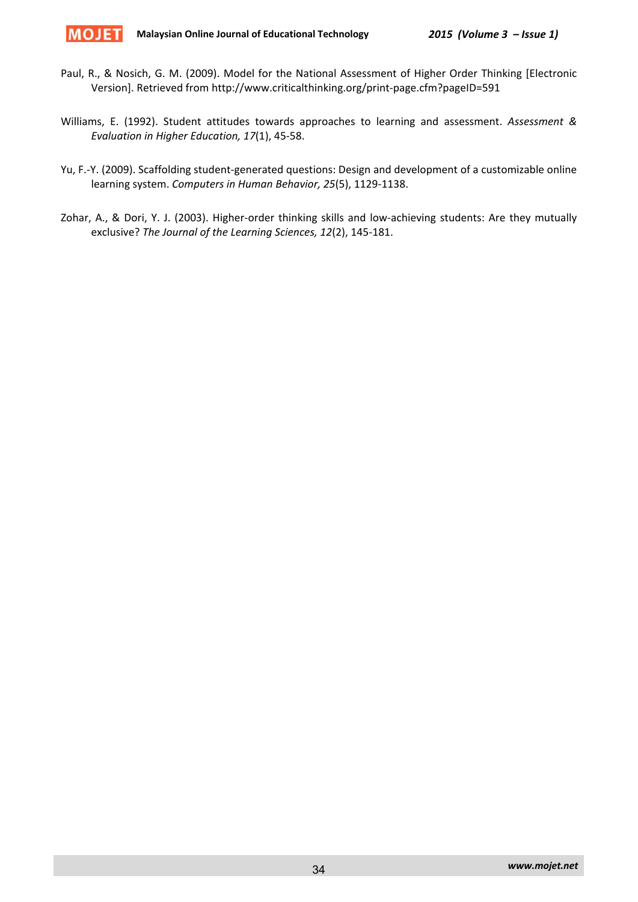Paul, R., & Nosich, G. M. (2009). Model for the National Assessment of Higher Order Thinking [Electronic Version]. Retrieved from http://www.criticalthinking.org/print-page.cfm?pageID=591

Williams, E. (1992). Student attitudes towards approaches to learning and assessment. *Assessment & Evaluation in Higher Education, 17*(1), 45-58.

Yu, F.-Y. (2009). Scaffolding student-generated questions: Design and development of a customizable online learning system. *Computers in Human Behavior, 25*(5), 1129-1138.

Zohar, A., & Dori, Y. J. (2003). Higher-order thinking skills and low-achieving students: Are they mutually exclusive? *The Journal of the Learning Sciences, 12*(2), 145-181.